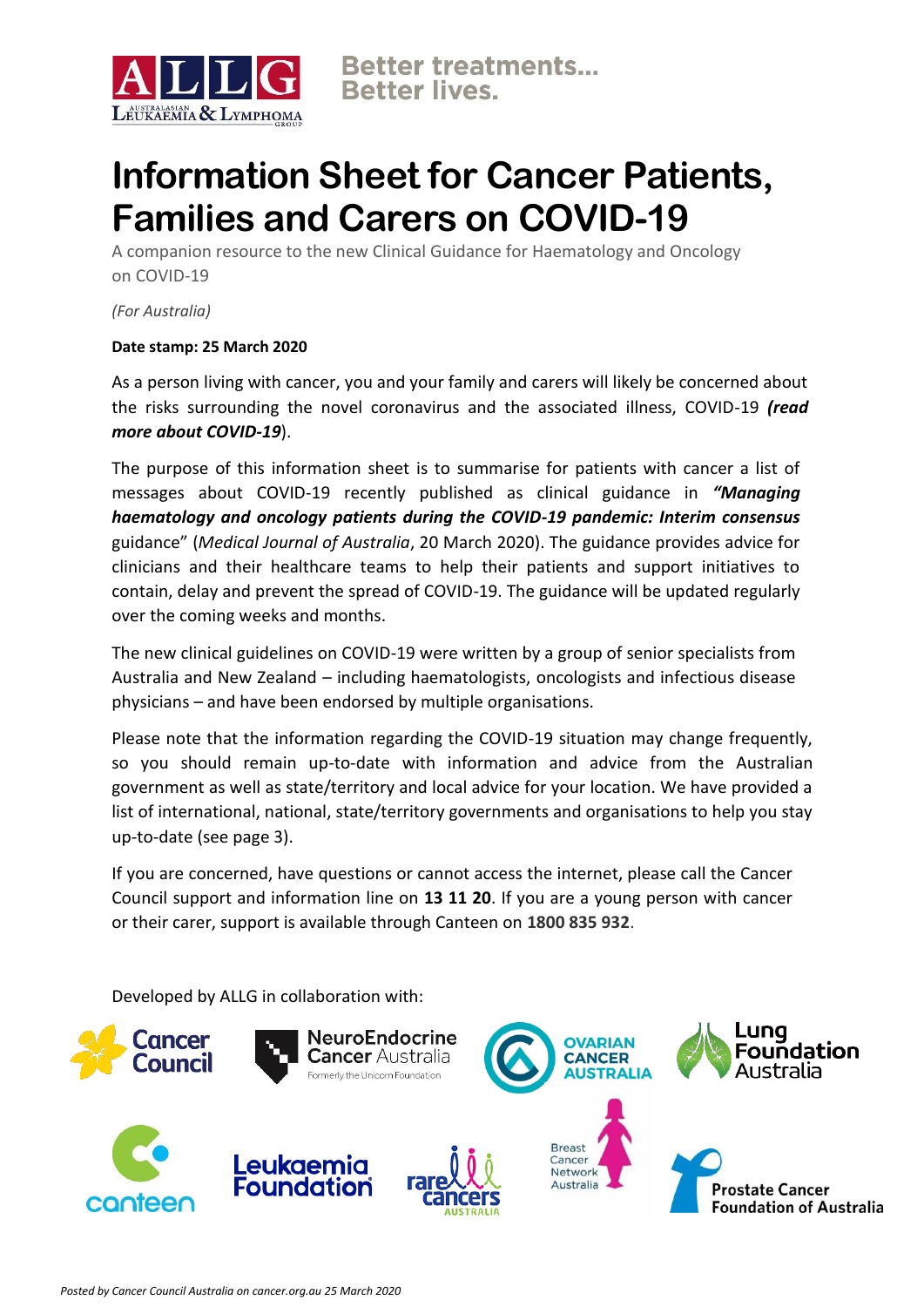Better treatments...
Better lives.

# Information Sheet for Cancer Patients, Families and Carers on COVID-19

A companion resource to the new Clinical Guidance for Haematology and Oncology on COVID-19

*(For Australia)*

**Date stamp: 25 March 2020**

As a person living with cancer, you and your family and carers will likely be concerned about the risks surrounding the novel coronavirus and the associated illness, COVID-19 ***(read more about COVID-19***).

The purpose of this information sheet is to summarise for patients with cancer a list of messages about COVID-19 recently published as clinical guidance in ***"Managing haematology and oncology patients during the COVID-19 pandemic: Interim consensus*** guidance" (*Medical Journal of Australia*, 20 March 2020). The guidance provides advice for clinicians and their healthcare teams to help their patients and support initiatives to contain, delay and prevent the spread of COVID-19. The guidance will be updated regularly over the coming weeks and months.

The new clinical guidelines on COVID-19 were written by a group of senior specialists from Australia and New Zealand – including haematologists, oncologists and infectious disease physicians – and have been endorsed by multiple organisations.

Please note that the information regarding the COVID-19 situation may change frequently, so you should remain up-to-date with information and advice from the Australian government as well as state/territory and local advice for your location. We have provided a list of international, national, state/territory governments and organisations to help you stay up-to-date (see page 3).

If you are concerned, have questions or cannot access the internet, please call the Cancer Council support and information line on **13 11 20**. If you are a young person with cancer or their carer, support is available through Canteen on **1800 835 932**.

Developed by ALLG in collaboration with:

Cancer Council, NeuroEndocrine Cancer Australia (Formerly the Unicorn Foundation), Ovarian Cancer Australia, Lung Foundation Australia, canteen, Leukaemia Foundation, rare cancers Australia, Breast Cancer Network Australia, Prostate Cancer Foundation of Australia

*Posted by Cancer Council Australia on cancer.org.au 25 March 2020*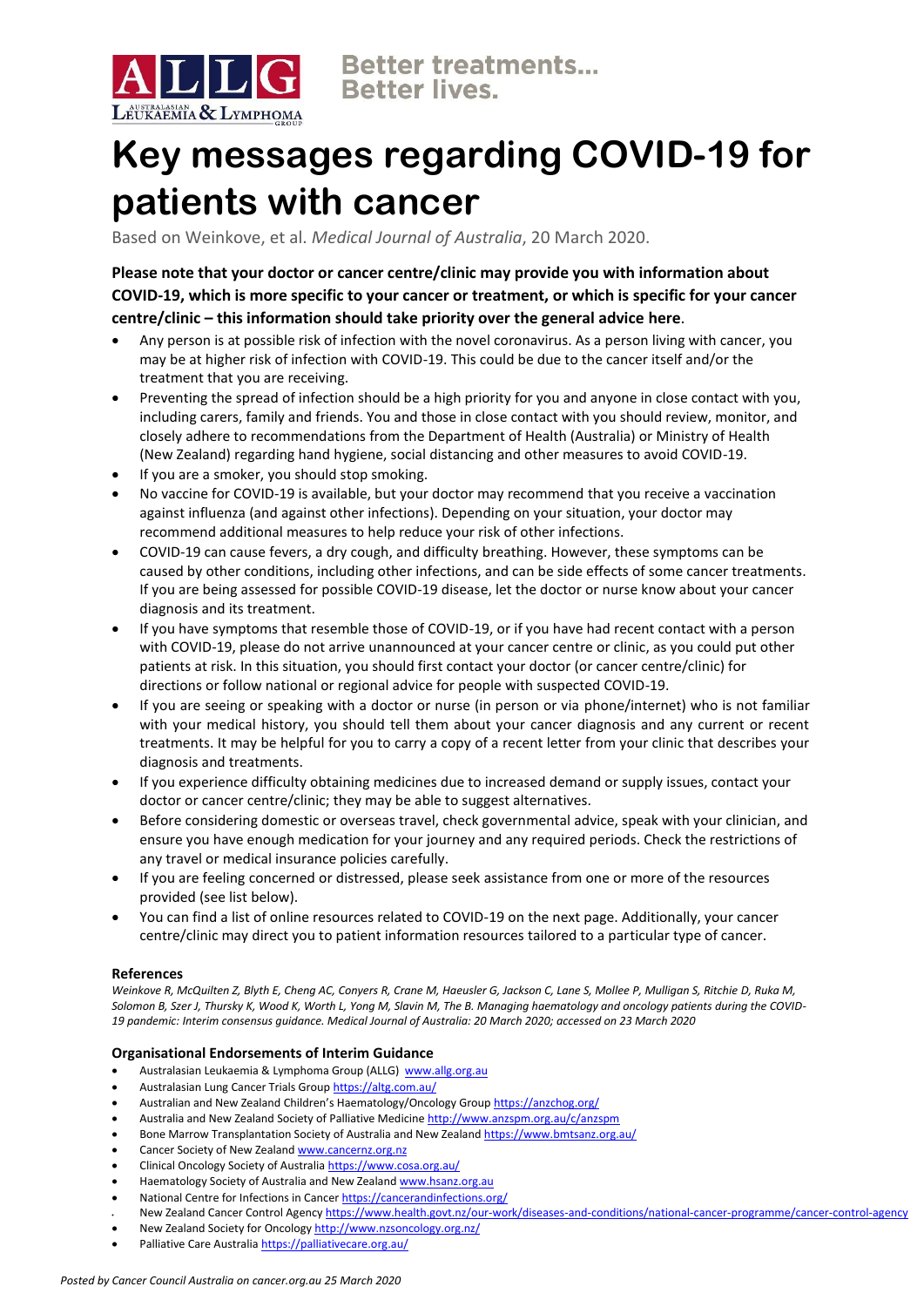ALLG AUSTRALASIAN LEUKAEMIA & LYMPHOMA GROUP

**Better treatments... Better lives.**

# Key messages regarding COVID-19 for patients with cancer

Based on Weinkove, et al. *Medical Journal of Australia*, 20 March 2020.

**Please note that your doctor or cancer centre/clinic may provide you with information about COVID-19, which is more specific to your cancer or treatment, or which is specific for your cancer centre/clinic – this information should take priority over the general advice here**.

- Any person is at possible risk of infection with the novel coronavirus. As a person living with cancer, you may be at higher risk of infection with COVID-19. This could be due to the cancer itself and/or the treatment that you are receiving.
- Preventing the spread of infection should be a high priority for you and anyone in close contact with you, including carers, family and friends. You and those in close contact with you should review, monitor, and closely adhere to recommendations from the Department of Health (Australia) or Ministry of Health (New Zealand) regarding hand hygiene, social distancing and other measures to avoid COVID-19.
- If you are a smoker, you should stop smoking.
- No vaccine for COVID-19 is available, but your doctor may recommend that you receive a vaccination against influenza (and against other infections). Depending on your situation, your doctor may recommend additional measures to help reduce your risk of other infections.
- COVID-19 can cause fevers, a dry cough, and difficulty breathing. However, these symptoms can be caused by other conditions, including other infections, and can be side effects of some cancer treatments. If you are being assessed for possible COVID-19 disease, let the doctor or nurse know about your cancer diagnosis and its treatment.
- If you have symptoms that resemble those of COVID-19, or if you have had recent contact with a person with COVID-19, please do not arrive unannounced at your cancer centre or clinic, as you could put other patients at risk. In this situation, you should first contact your doctor (or cancer centre/clinic) for directions or follow national or regional advice for people with suspected COVID-19.
- If you are seeing or speaking with a doctor or nurse (in person or via phone/internet) who is not familiar with your medical history, you should tell them about your cancer diagnosis and any current or recent treatments. It may be helpful for you to carry a copy of a recent letter from your clinic that describes your diagnosis and treatments.
- If you experience difficulty obtaining medicines due to increased demand or supply issues, contact your doctor or cancer centre/clinic; they may be able to suggest alternatives.
- Before considering domestic or overseas travel, check governmental advice, speak with your clinician, and ensure you have enough medication for your journey and any required periods. Check the restrictions of any travel or medical insurance policies carefully.
- If you are feeling concerned or distressed, please seek assistance from one or more of the resources provided (see list below).
- You can find a list of online resources related to COVID-19 on the next page. Additionally, your cancer centre/clinic may direct you to patient information resources tailored to a particular type of cancer.

### References

*Weinkove R, McQuilten Z, Blyth E, Cheng AC, Conyers R, Crane M, Haeusler G, Jackson C, Lane S, Mollee P, Mulligan S, Ritchie D, Ruka M, Solomon B, Szer J, Thursky K, Wood K, Worth L, Yong M, Slavin M, The B. Managing haematology and oncology patients during the COVID-19 pandemic: Interim consensus guidance. Medical Journal of Australia: 20 March 2020; accessed on 23 March 2020*

### Organisational Endorsements of Interim Guidance

- Australasian Leukaemia & Lymphoma Group (ALLG) www.allg.org.au
- Australasian Lung Cancer Trials Group https://altg.com.au/
- Australian and New Zealand Children's Haematology/Oncology Group https://anzchog.org/
- Australia and New Zealand Society of Palliative Medicine http://www.anzspm.org.au/c/anzspm
- Bone Marrow Transplantation Society of Australia and New Zealand https://www.bmtsanz.org.au/
- Cancer Society of New Zealand www.cancernz.org.nz
- Clinical Oncology Society of Australia https://www.cosa.org.au/
- Haematology Society of Australia and New Zealand www.hsanz.org.au
- National Centre for Infections in Cancer https://cancerandinfections.org/
- New Zealand Cancer Control Agency https://www.health.govt.nz/our-work/diseases-and-conditions/national-cancer-programme/cancer-control-agency
- New Zealand Society for Oncology http://www.nzsoncology.org.nz/
- Palliative Care Australia https://palliativecare.org.au/

*Posted by Cancer Council Australia on cancer.org.au 25 March 2020*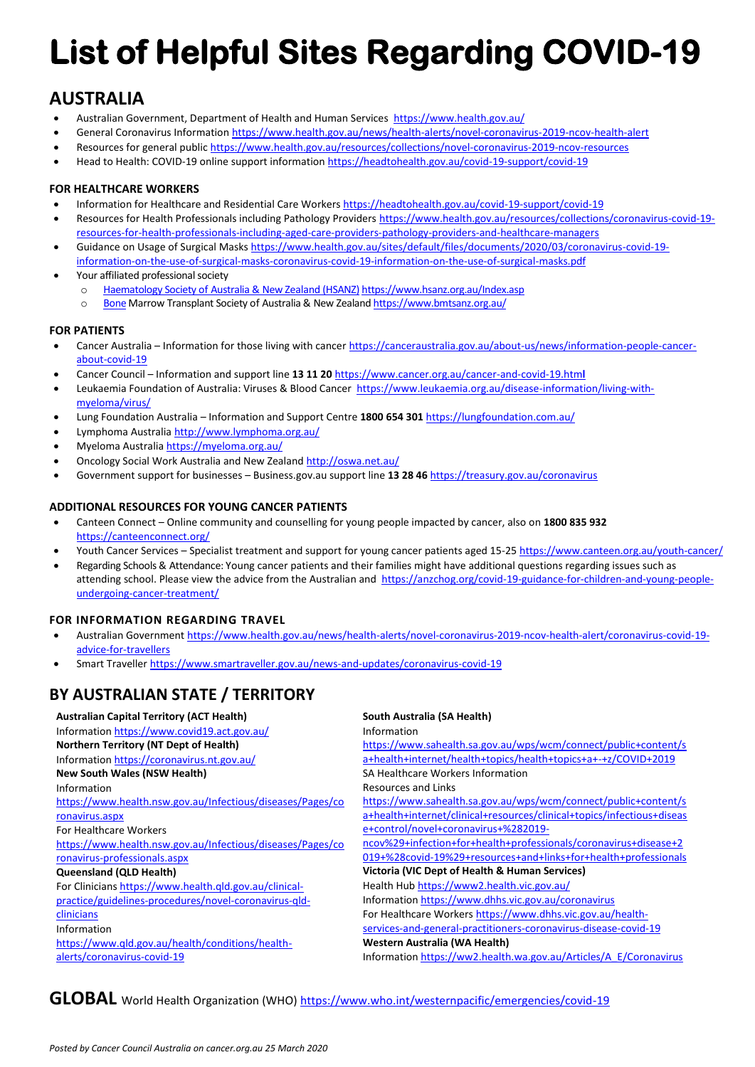# List of Helpful Sites Regarding COVID-19

## AUSTRALIA

- Australian Government, Department of Health and Human Services https://www.health.gov.au/
- General Coronavirus Information https://www.health.gov.au/news/health-alerts/novel-coronavirus-2019-ncov-health-alert
- Resources for general public https://www.health.gov.au/resources/collections/novel-coronavirus-2019-ncov-resources
- Head to Health: COVID-19 online support information https://headtohealth.gov.au/covid-19-support/covid-19

### FOR HEALTHCARE WORKERS

- Information for Healthcare and Residential Care Workers https://headtohealth.gov.au/covid-19-support/covid-19
- Resources for Health Professionals including Pathology Providers https://www.health.gov.au/resources/collections/coronavirus-covid-19-resources-for-health-professionals-including-aged-care-providers-pathology-providers-and-healthcare-managers
- Guidance on Usage of Surgical Masks https://www.health.gov.au/sites/default/files/documents/2020/03/coronavirus-covid-19-information-on-the-use-of-surgical-masks-coronavirus-covid-19-information-on-the-use-of-surgical-masks.pdf
- Your affiliated professional society
  - Haematology Society of Australia & New Zealand (HSANZ) https://www.hsanz.org.au/Index.asp
  - Bone Marrow Transplant Society of Australia & New Zealand https://www.bmtsanz.org.au/

### FOR PATIENTS

- Cancer Australia – Information for those living with cancer https://canceraustralia.gov.au/about-us/news/information-people-cancer-about-covid-19
- Cancer Council – Information and support line **13 11 20** https://www.cancer.org.au/cancer-and-covid-19.html
- Leukaemia Foundation of Australia: Viruses & Blood Cancer https://www.leukaemia.org.au/disease-information/living-with-myeloma/virus/
- Lung Foundation Australia – Information and Support Centre **1800 654 301** https://lungfoundation.com.au/
- Lymphoma Australia http://www.lymphoma.org.au/
- Myeloma Australia https://myeloma.org.au/
- Oncology Social Work Australia and New Zealand http://oswa.net.au/
- Government support for businesses – Business.gov.au support line **13 28 46** https://treasury.gov.au/coronavirus

### ADDITIONAL RESOURCES FOR YOUNG CANCER PATIENTS

- Canteen Connect – Online community and counselling for young people impacted by cancer, also on **1800 835 932** https://canteenconnect.org/
- Youth Cancer Services – Specialist treatment and support for young cancer patients aged 15-25 https://www.canteen.org.au/youth-cancer/
- Regarding Schools & Attendance: Young cancer patients and their families might have additional questions regarding issues such as attending school. Please view the advice from the Australian and https://anzchog.org/covid-19-guidance-for-children-and-young-people-undergoing-cancer-treatment/

### FOR INFORMATION REGARDING TRAVEL

- Australian Government https://www.health.gov.au/news/health-alerts/novel-coronavirus-2019-ncov-health-alert/coronavirus-covid-19-advice-for-travellers
- Smart Traveller https://www.smartraveller.gov.au/news-and-updates/coronavirus-covid-19

## BY AUSTRALIAN STATE / TERRITORY

**Australian Capital Territory (ACT Health)**
Information https://www.covid19.act.gov.au/

**Northern Territory (NT Dept of Health)**
Information https://coronavirus.nt.gov.au/

**New South Wales (NSW Health)**
Information
https://www.health.nsw.gov.au/Infectious/diseases/Pages/coronavirus.aspx
For Healthcare Workers
https://www.health.nsw.gov.au/Infectious/diseases/Pages/coronavirus-professionals.aspx

**Queensland (QLD Health)**
For Clinicians https://www.health.qld.gov.au/clinical-practice/guidelines-procedures/novel-coronavirus-qld-clinicians
Information
https://www.qld.gov.au/health/conditions/health-alerts/coronavirus-covid-19

**South Australia (SA Health)**
Information
https://www.sahealth.sa.gov.au/wps/wcm/connect/public+content/sa+health+internet/health+topics/health+topics+a+-+z/COVID+2019
SA Healthcare Workers Information
Resources and Links
https://www.sahealth.sa.gov.au/wps/wcm/connect/public+content/sa+health+internet/clinical+resources/clinical+topics/infectious+disease+control/novel+coronavirus+%282019-ncov%29+infection+for+health+professionals/coronavirus+disease+2019+%28covid-19%29+resources+and+links+for+health+professionals

**Victoria (VIC Dept of Health & Human Services)**
Health Hub https://www2.health.vic.gov.au/
Information https://www.dhhs.vic.gov.au/coronavirus
For Healthcare Workers https://www.dhhs.vic.gov.au/health-services-and-general-practitioners-coronavirus-disease-covid-19

**Western Australia (WA Health)**
Information https://ww2.health.wa.gov.au/Articles/A_E/Coronavirus

## GLOBAL World Health Organization (WHO) https://www.who.int/westernpacific/emergencies/covid-19

*Posted by Cancer Council Australia on cancer.org.au 25 March 2020*